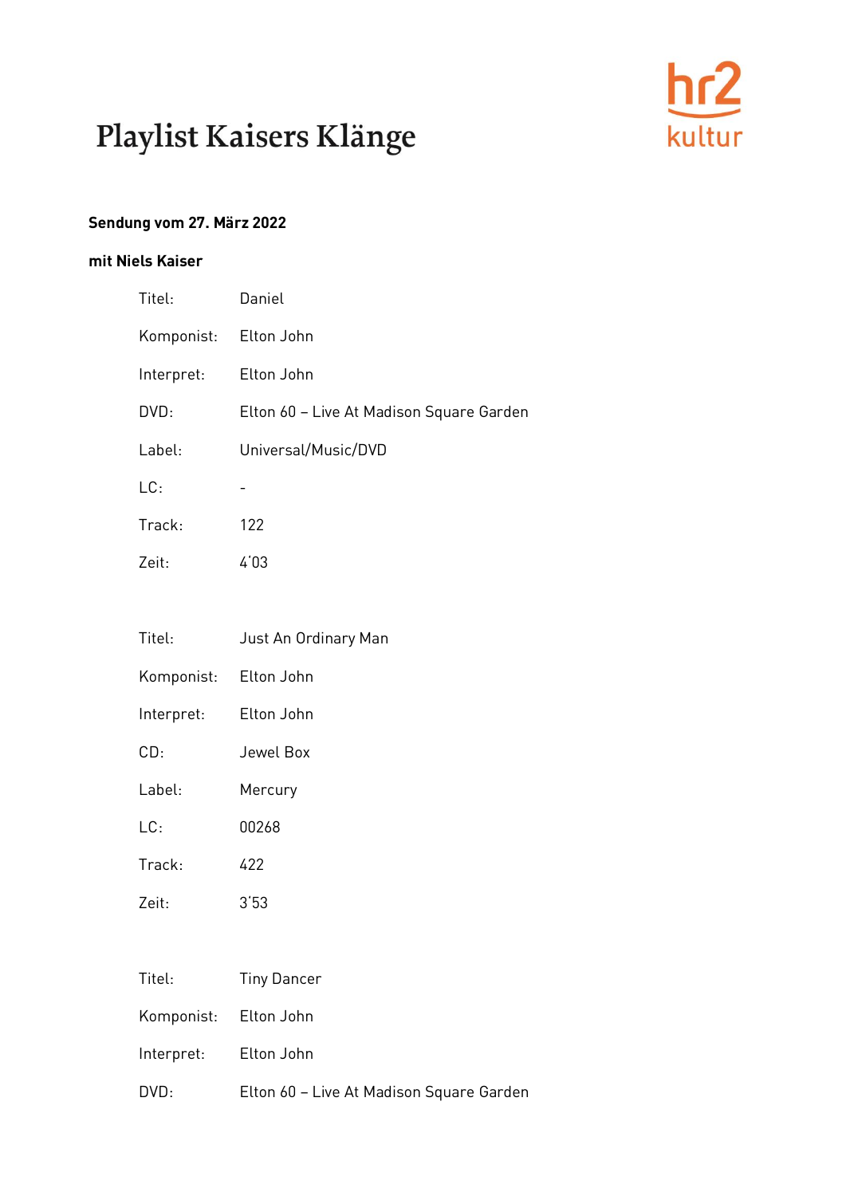# Playlist Kaisers Klänge

**Sendung vom 27. März 2022**

**mit Niels Kaiser**

Titel: Daniel

Komponist: Elton John

Interpret: Elton John

DVD: Elton 60 – Live At Madison Square Garden

Label: Universal/Music/DVD

LC: -

Track: 122

Zeit: 4'03

Titel: Just An Ordinary Man

Komponist: Elton John

Interpret: Elton John

CD: Jewel Box

Label: Mercury

LC: 00268

Track: 422

Zeit: 3'53

Titel: Tiny Dancer

Komponist: Elton John

Interpret: Elton John

DVD: Elton 60 – Live At Madison Square Garden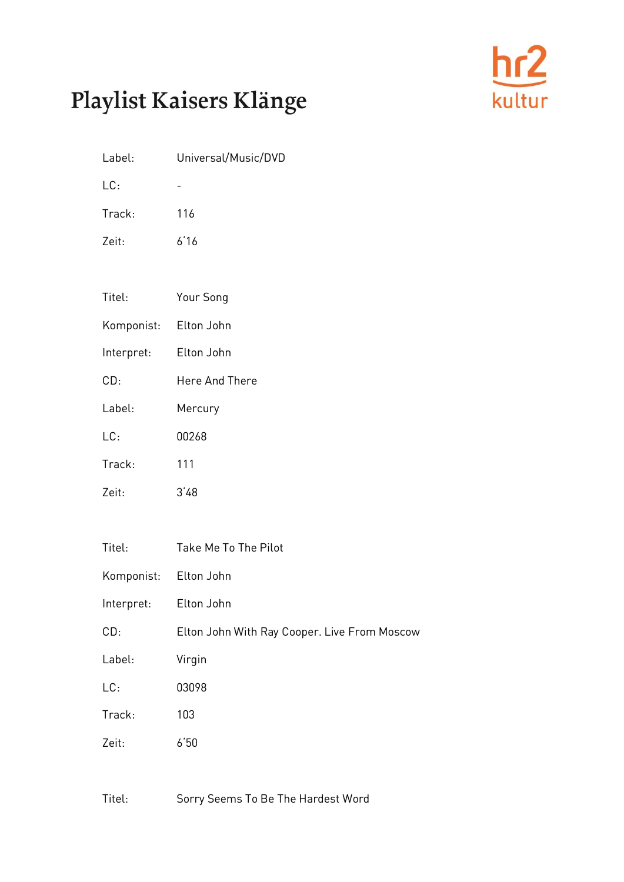# Playlist Kaisers Klänge

Label: Universal/Music/DVD

LC: -

Track: 116

Zeit: 6'16

Titel: Your Song

Komponist: Elton John

Interpret: Elton John

CD: Here And There

Label: Mercury

LC: 00268

Track: 111

Zeit: 3'48

Titel: Take Me To The Pilot

Komponist: Elton John

Interpret: Elton John

CD: Elton John With Ray Cooper. Live From Moscow

Label: Virgin

LC: 03098

Track: 103

Zeit: 6'50

Titel: Sorry Seems To Be The Hardest Word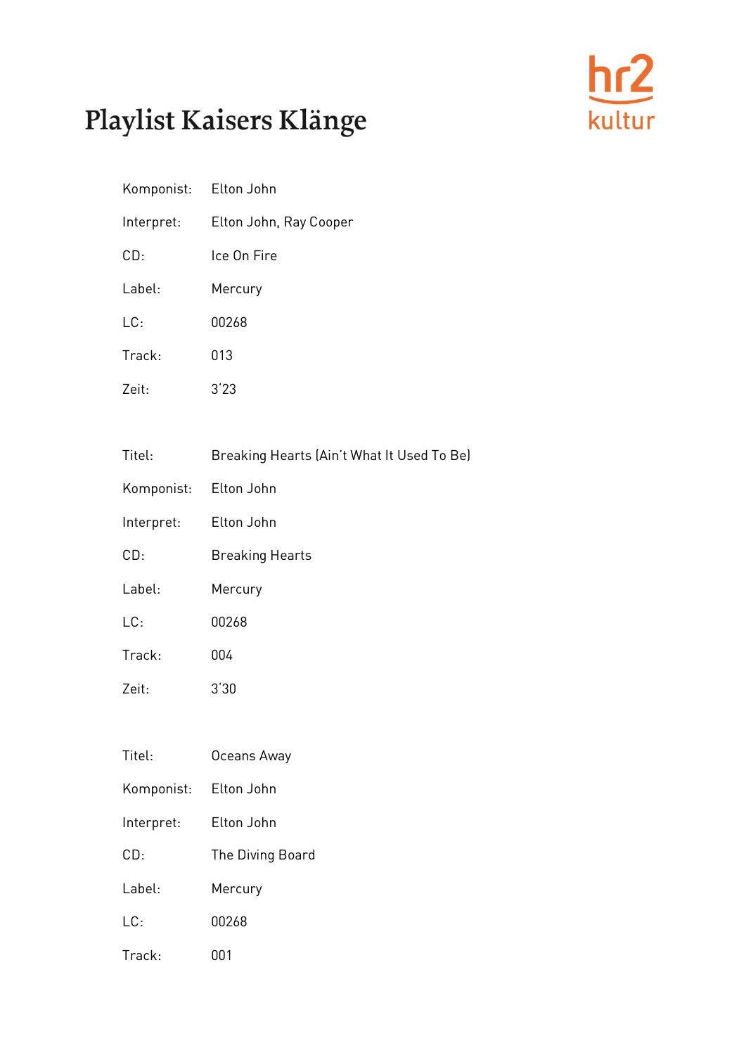# Playlist Kaisers Klänge

Komponist: Elton John

Interpret: Elton John, Ray Cooper

CD: Ice On Fire

Label: Mercury

LC: 00268

Track: 013

Zeit: 3'23

Titel: Breaking Hearts (Ain't What It Used To Be)

Komponist: Elton John

Interpret: Elton John

CD: Breaking Hearts

Label: Mercury

LC: 00268

Track: 004

Zeit: 3'30

Titel: Oceans Away

Komponist: Elton John

Interpret: Elton John

CD: The Diving Board

Label: Mercury

LC: 00268

Track: 001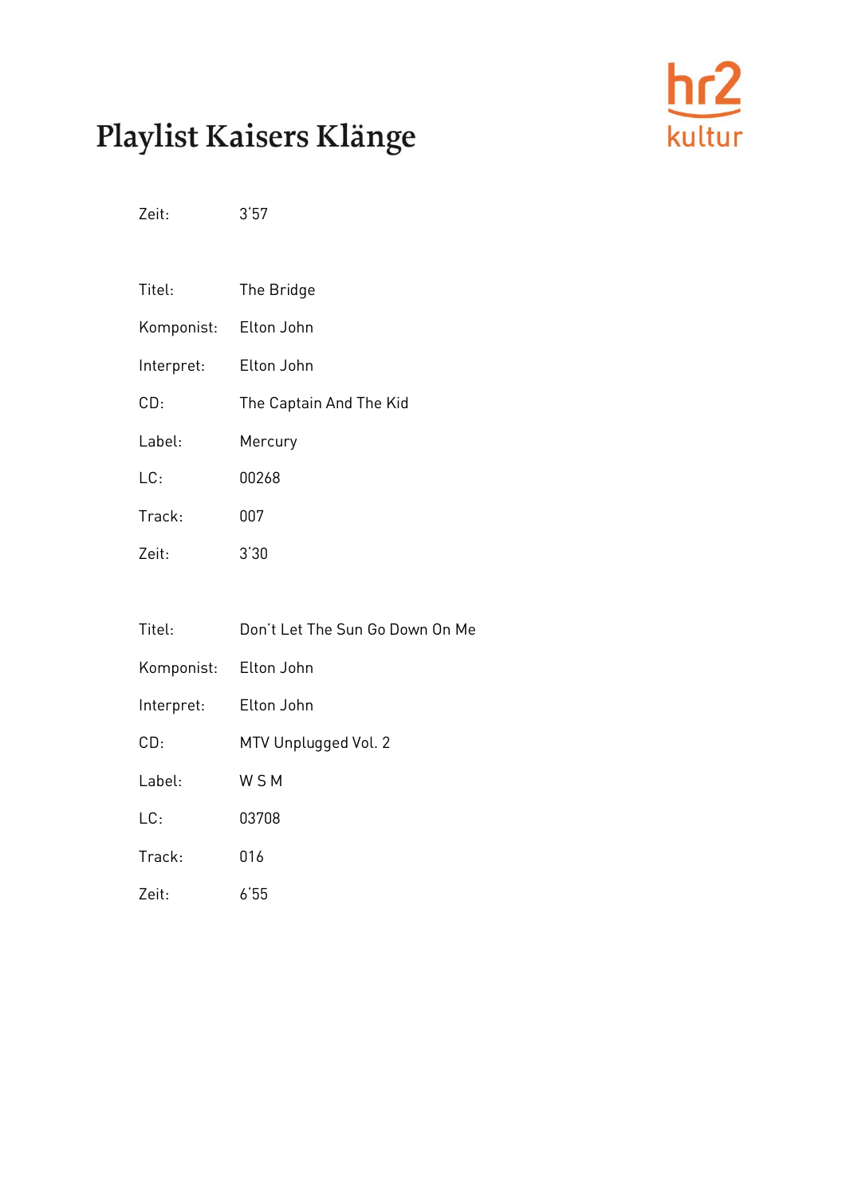# Playlist Kaisers Klänge

hr2 kultur

Zeit: 3'57

Titel: The Bridge

Komponist: Elton John

Interpret: Elton John

CD: The Captain And The Kid

Label: Mercury

LC: 00268

Track: 007

Zeit: 3'30

Titel: Don't Let The Sun Go Down On Me

Komponist: Elton John

Interpret: Elton John

CD: MTV Unplugged Vol. 2

Label: W S M

LC: 03708

Track: 016

Zeit: 6'55